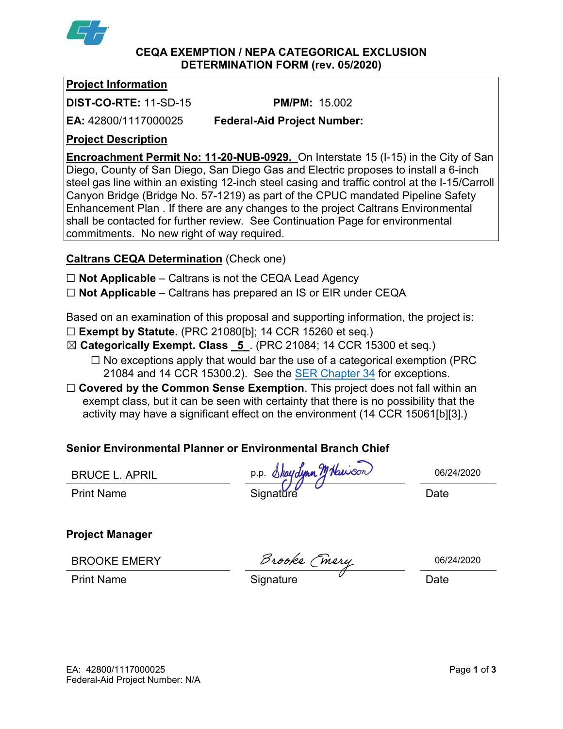# CEQA EXEMPTION / NEPA CATEGORICAL EXCLUSION DETERMINATION FORM (rev. 05/2020)

**Project Information**

**DIST-CO-RTE:** 11-SD-15 **PM/PM:** 15.002

**EA:** 42800/1117000025 **Federal-Aid Project Number:**

**Project Description**

**Encroachment Permit No: 11-20-NUB-0929.** On Interstate 15 (I-15) in the City of San Diego, County of San Diego, San Diego Gas and Electric proposes to install a 6-inch steel gas line within an existing 12-inch steel casing and traffic control at the I-15/Carroll Canyon Bridge (Bridge No. 57-1219) as part of the CPUC mandated Pipeline Safety Enhancement Plan . If there are any changes to the project Caltrans Environmental shall be contacted for further review. See Continuation Page for environmental commitments. No new right of way required.

**Caltrans CEQA Determination** (Check one)

☐ **Not Applicable** – Caltrans is not the CEQA Lead Agency

☐ **Not Applicable** – Caltrans has prepared an IS or EIR under CEQA

Based on an examination of this proposal and supporting information, the project is:

☐ **Exempt by Statute.** (PRC 21080[b]; 14 CCR 15260 et seq.)

☒ **Categorically Exempt. Class _5_.** (PRC 21084; 14 CCR 15300 et seq.)

☐ No exceptions apply that would bar the use of a categorical exemption (PRC 21084 and 14 CCR 15300.2). See the SER Chapter 34 for exceptions.

☐ **Covered by the Common Sense Exemption**. This project does not fall within an exempt class, but it can be seen with certainty that there is no possibility that the activity may have a significant effect on the environment (14 CCR 15061[b][3].)

**Senior Environmental Planner or Environmental Branch Chief**

| BRUCE L. APRIL | p.p. Shay Lynn M. Harrison | 06/24/2020 |
|---|---|---|
| Print Name | Signature | Date |

**Project Manager**

| BROOKE EMERY | Brooke Emery | 06/24/2020 |
|---|---|---|
| Print Name | Signature | Date |

EA: 42800/1117000025
Federal-Aid Project Number: N/A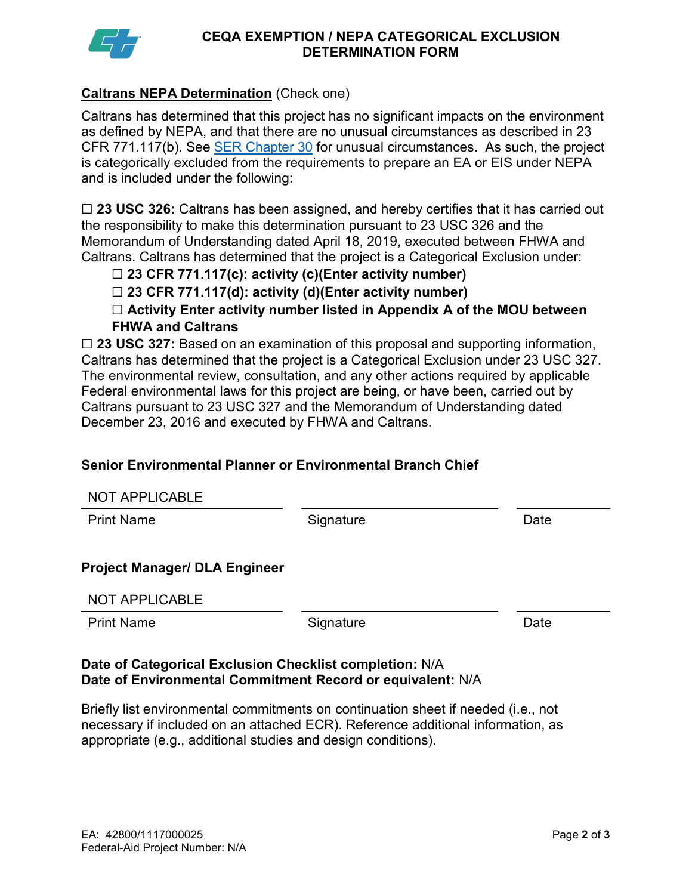# CEQA EXEMPTION / NEPA CATEGORICAL EXCLUSION DETERMINATION FORM

**Caltrans NEPA Determination** (Check one)

Caltrans has determined that this project has no significant impacts on the environment as defined by NEPA, and that there are no unusual circumstances as described in 23 CFR 771.117(b). See SER Chapter 30 for unusual circumstances. As such, the project is categorically excluded from the requirements to prepare an EA or EIS under NEPA and is included under the following:

☐ **23 USC 326:** Caltrans has been assigned, and hereby certifies that it has carried out the responsibility to make this determination pursuant to 23 USC 326 and the Memorandum of Understanding dated April 18, 2019, executed between FHWA and Caltrans. Caltrans has determined that the project is a Categorical Exclusion under:

- ☐ **23 CFR 771.117(c): activity (c)(Enter activity number)**
- ☐ **23 CFR 771.117(d): activity (d)(Enter activity number)**
- ☐ **Activity Enter activity number listed in Appendix A of the MOU between FHWA and Caltrans**

☐ **23 USC 327:** Based on an examination of this proposal and supporting information, Caltrans has determined that the project is a Categorical Exclusion under 23 USC 327. The environmental review, consultation, and any other actions required by applicable Federal environmental laws for this project are being, or have been, carried out by Caltrans pursuant to 23 USC 327 and the Memorandum of Understanding dated December 23, 2016 and executed by FHWA and Caltrans.

**Senior Environmental Planner or Environmental Branch Chief**

| NOT APPLICABLE | | |
|---|---|---|
| Print Name | Signature | Date |

**Project Manager/ DLA Engineer**

| NOT APPLICABLE | | |
|---|---|---|
| Print Name | Signature | Date |

**Date of Categorical Exclusion Checklist completion:** N/A
**Date of Environmental Commitment Record or equivalent:** N/A

Briefly list environmental commitments on continuation sheet if needed (i.e., not necessary if included on an attached ECR). Reference additional information, as appropriate (e.g., additional studies and design conditions).

EA: 42800/1117000025
Federal-Aid Project Number: N/A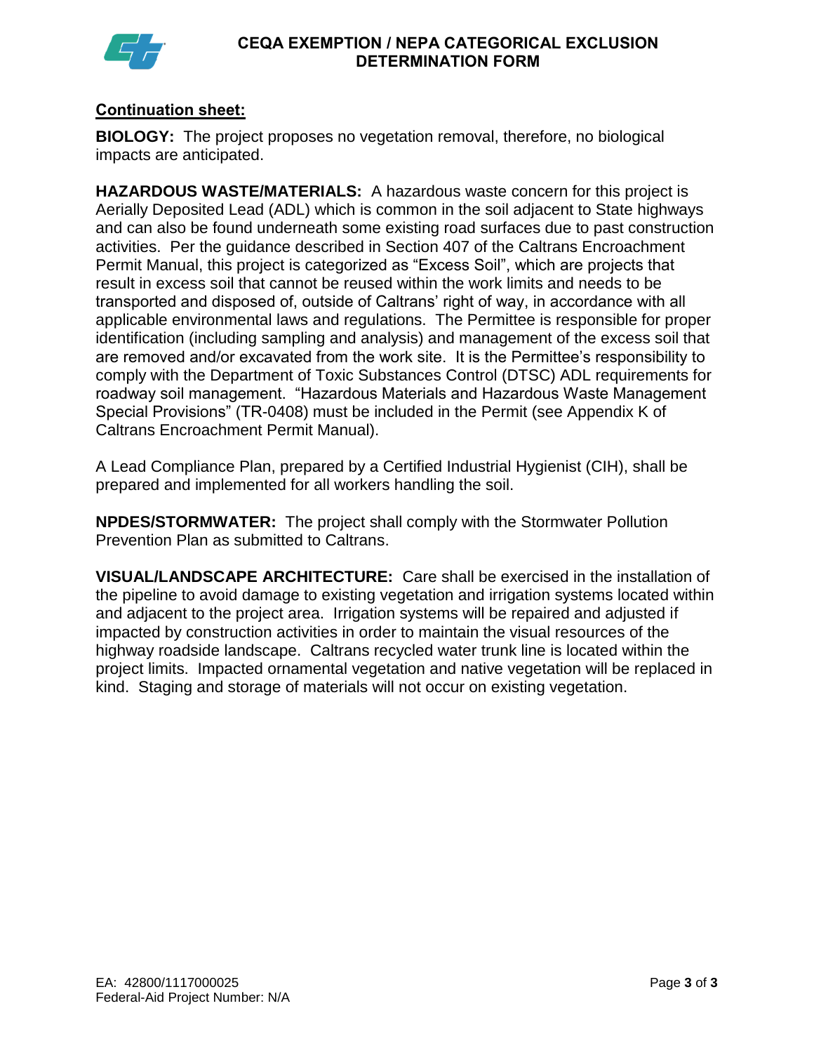**Continuation sheet:**

**BIOLOGY:** The project proposes no vegetation removal, therefore, no biological impacts are anticipated.

**HAZARDOUS WASTE/MATERIALS:** A hazardous waste concern for this project is Aerially Deposited Lead (ADL) which is common in the soil adjacent to State highways and can also be found underneath some existing road surfaces due to past construction activities. Per the guidance described in Section 407 of the Caltrans Encroachment Permit Manual, this project is categorized as “Excess Soil”, which are projects that result in excess soil that cannot be reused within the work limits and needs to be transported and disposed of, outside of Caltrans’ right of way, in accordance with all applicable environmental laws and regulations. The Permittee is responsible for proper identification (including sampling and analysis) and management of the excess soil that are removed and/or excavated from the work site. It is the Permittee’s responsibility to comply with the Department of Toxic Substances Control (DTSC) ADL requirements for roadway soil management. “Hazardous Materials and Hazardous Waste Management Special Provisions” (TR-0408) must be included in the Permit (see Appendix K of Caltrans Encroachment Permit Manual).

A Lead Compliance Plan, prepared by a Certified Industrial Hygienist (CIH), shall be prepared and implemented for all workers handling the soil.

**NPDES/STORMWATER:** The project shall comply with the Stormwater Pollution Prevention Plan as submitted to Caltrans.

**VISUAL/LANDSCAPE ARCHITECTURE:** Care shall be exercised in the installation of the pipeline to avoid damage to existing vegetation and irrigation systems located within and adjacent to the project area. Irrigation systems will be repaired and adjusted if impacted by construction activities in order to maintain the visual resources of the highway roadside landscape. Caltrans recycled water trunk line is located within the project limits. Impacted ornamental vegetation and native vegetation will be replaced in kind. Staging and storage of materials will not occur on existing vegetation.

EA: 42800/1117000025
Federal-Aid Project Number: N/A